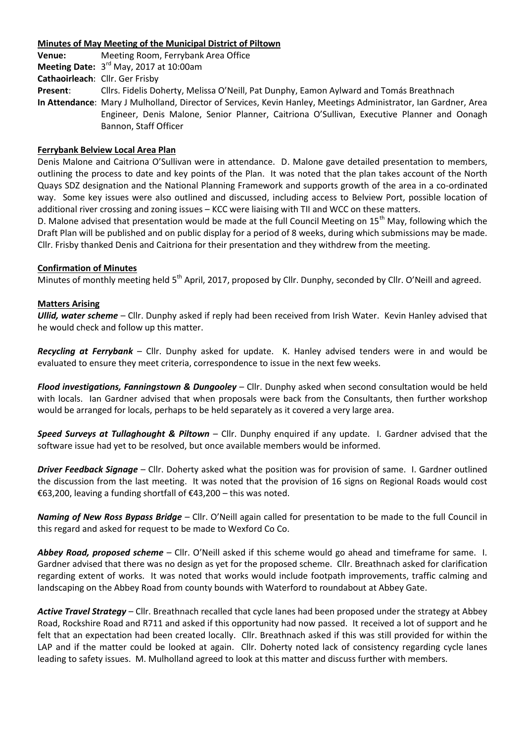**Minutes of May Meeting of the Municipal District of Piltown**

**Venue:** Meeting Room, Ferrybank Area Office

**Meeting Date:** 3rd May, 2017 at 10:00am

**Cathaoirleach**: Cllr. Ger Frisby

**Present**: Cllrs. Fidelis Doherty, Melissa O'Neill, Pat Dunphy, Eamon Aylward and Tomás Breathnach

**In Attendance**: Mary J Mulholland, Director of Services, Kevin Hanley, Meetings Administrator, Ian Gardner, Area Engineer, Denis Malone, Senior Planner, Caitriona O'Sullivan, Executive Planner and Oonagh Bannon, Staff Officer

**Ferrybank Belview Local Area Plan**

Denis Malone and Caitriona O'Sullivan were in attendance. D. Malone gave detailed presentation to members, outlining the process to date and key points of the Plan. It was noted that the plan takes account of the North Quays SDZ designation and the National Planning Framework and supports growth of the area in a co-ordinated way. Some key issues were also outlined and discussed, including access to Belview Port, possible location of additional river crossing and zoning issues – KCC were liaising with TII and WCC on these matters.

D. Malone advised that presentation would be made at the full Council Meeting on 15th May, following which the Draft Plan will be published and on public display for a period of 8 weeks, during which submissions may be made. Cllr. Frisby thanked Denis and Caitriona for their presentation and they withdrew from the meeting.

**Confirmation of Minutes**

Minutes of monthly meeting held 5th April, 2017, proposed by Cllr. Dunphy, seconded by Cllr. O'Neill and agreed.

**Matters Arising**

***Ullid, water scheme*** – Cllr. Dunphy asked if reply had been received from Irish Water. Kevin Hanley advised that he would check and follow up this matter.

***Recycling at Ferrybank*** – Cllr. Dunphy asked for update. K. Hanley advised tenders were in and would be evaluated to ensure they meet criteria, correspondence to issue in the next few weeks.

***Flood investigations, Fanningstown & Dungooley*** – Cllr. Dunphy asked when second consultation would be held with locals. Ian Gardner advised that when proposals were back from the Consultants, then further workshop would be arranged for locals, perhaps to be held separately as it covered a very large area.

***Speed Surveys at Tullaghought & Piltown*** – Cllr. Dunphy enquired if any update. I. Gardner advised that the software issue had yet to be resolved, but once available members would be informed.

***Driver Feedback Signage*** – Cllr. Doherty asked what the position was for provision of same. I. Gardner outlined the discussion from the last meeting. It was noted that the provision of 16 signs on Regional Roads would cost €63,200, leaving a funding shortfall of €43,200 – this was noted.

***Naming of New Ross Bypass Bridge*** – Cllr. O'Neill again called for presentation to be made to the full Council in this regard and asked for request to be made to Wexford Co Co.

***Abbey Road, proposed scheme*** – Cllr. O'Neill asked if this scheme would go ahead and timeframe for same. I. Gardner advised that there was no design as yet for the proposed scheme. Cllr. Breathnach asked for clarification regarding extent of works. It was noted that works would include footpath improvements, traffic calming and landscaping on the Abbey Road from county bounds with Waterford to roundabout at Abbey Gate.

***Active Travel Strategy*** – Cllr. Breathnach recalled that cycle lanes had been proposed under the strategy at Abbey Road, Rockshire Road and R711 and asked if this opportunity had now passed. It received a lot of support and he felt that an expectation had been created locally. Cllr. Breathnach asked if this was still provided for within the LAP and if the matter could be looked at again. Cllr. Doherty noted lack of consistency regarding cycle lanes leading to safety issues. M. Mulholland agreed to look at this matter and discuss further with members.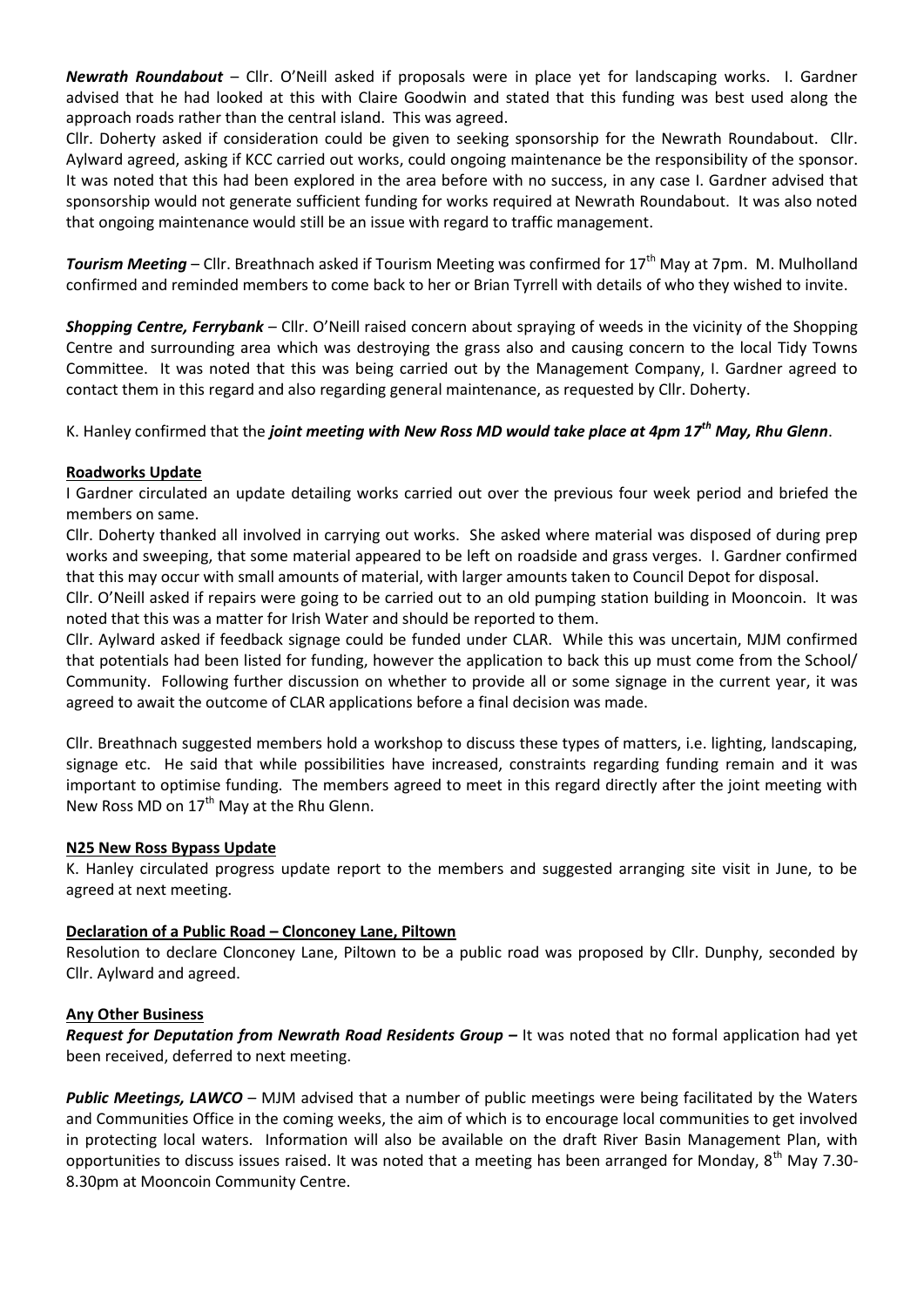***Newrath Roundabout*** – Cllr. O'Neill asked if proposals were in place yet for landscaping works. I. Gardner advised that he had looked at this with Claire Goodwin and stated that this funding was best used along the approach roads rather than the central island. This was agreed.

Cllr. Doherty asked if consideration could be given to seeking sponsorship for the Newrath Roundabout. Cllr. Aylward agreed, asking if KCC carried out works, could ongoing maintenance be the responsibility of the sponsor. It was noted that this had been explored in the area before with no success, in any case I. Gardner advised that sponsorship would not generate sufficient funding for works required at Newrath Roundabout. It was also noted that ongoing maintenance would still be an issue with regard to traffic management.

***Tourism Meeting*** – Cllr. Breathnach asked if Tourism Meeting was confirmed for 17th May at 7pm. M. Mulholland confirmed and reminded members to come back to her or Brian Tyrrell with details of who they wished to invite.

***Shopping Centre, Ferrybank*** – Cllr. O'Neill raised concern about spraying of weeds in the vicinity of the Shopping Centre and surrounding area which was destroying the grass also and causing concern to the local Tidy Towns Committee. It was noted that this was being carried out by the Management Company, I. Gardner agreed to contact them in this regard and also regarding general maintenance, as requested by Cllr. Doherty.

K. Hanley confirmed that the ***joint meeting with New Ross MD would take place at 4pm 17th May, Rhu Glenn***.

**Roadworks Update**

I Gardner circulated an update detailing works carried out over the previous four week period and briefed the members on same.

Cllr. Doherty thanked all involved in carrying out works. She asked where material was disposed of during prep works and sweeping, that some material appeared to be left on roadside and grass verges. I. Gardner confirmed that this may occur with small amounts of material, with larger amounts taken to Council Depot for disposal.

Cllr. O'Neill asked if repairs were going to be carried out to an old pumping station building in Mooncoin. It was noted that this was a matter for Irish Water and should be reported to them.

Cllr. Aylward asked if feedback signage could be funded under CLAR. While this was uncertain, MJM confirmed that potentials had been listed for funding, however the application to back this up must come from the School/ Community. Following further discussion on whether to provide all or some signage in the current year, it was agreed to await the outcome of CLAR applications before a final decision was made.

Cllr. Breathnach suggested members hold a workshop to discuss these types of matters, i.e. lighting, landscaping, signage etc. He said that while possibilities have increased, constraints regarding funding remain and it was important to optimise funding. The members agreed to meet in this regard directly after the joint meeting with New Ross MD on 17th May at the Rhu Glenn.

**N25 New Ross Bypass Update**

K. Hanley circulated progress update report to the members and suggested arranging site visit in June, to be agreed at next meeting.

**Declaration of a Public Road – Clonconey Lane, Piltown**

Resolution to declare Clonconey Lane, Piltown to be a public road was proposed by Cllr. Dunphy, seconded by Cllr. Aylward and agreed.

**Any Other Business**

***Request for Deputation from Newrath Road Residents Group –*** It was noted that no formal application had yet been received, deferred to next meeting.

***Public Meetings, LAWCO*** – MJM advised that a number of public meetings were being facilitated by the Waters and Communities Office in the coming weeks, the aim of which is to encourage local communities to get involved in protecting local waters. Information will also be available on the draft River Basin Management Plan, with opportunities to discuss issues raised. It was noted that a meeting has been arranged for Monday, 8th May 7.30-8.30pm at Mooncoin Community Centre.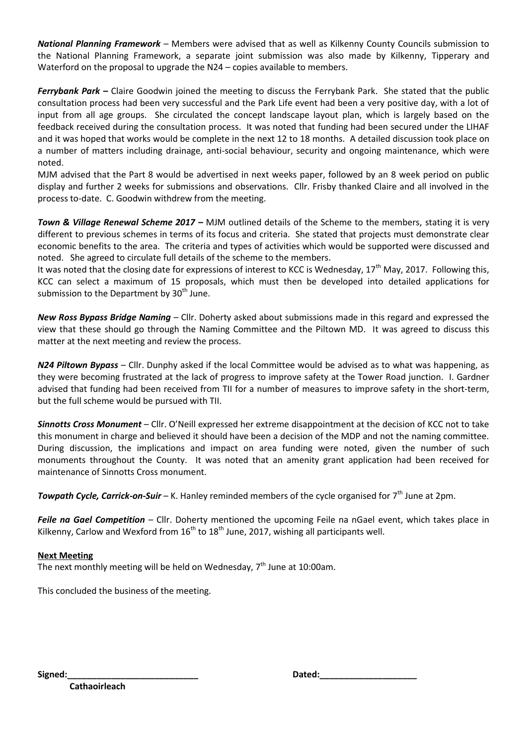***National Planning Framework*** – Members were advised that as well as Kilkenny County Councils submission to the National Planning Framework, a separate joint submission was also made by Kilkenny, Tipperary and Waterford on the proposal to upgrade the N24 – copies available to members.

***Ferrybank Park –*** Claire Goodwin joined the meeting to discuss the Ferrybank Park. She stated that the public consultation process had been very successful and the Park Life event had been a very positive day, with a lot of input from all age groups. She circulated the concept landscape layout plan, which is largely based on the feedback received during the consultation process. It was noted that funding had been secured under the LIHAF and it was hoped that works would be complete in the next 12 to 18 months. A detailed discussion took place on a number of matters including drainage, anti-social behaviour, security and ongoing maintenance, which were noted.

MJM advised that the Part 8 would be advertised in next weeks paper, followed by an 8 week period on public display and further 2 weeks for submissions and observations. Cllr. Frisby thanked Claire and all involved in the process to-date. C. Goodwin withdrew from the meeting.

***Town & Village Renewal Scheme 2017 –*** MJM outlined details of the Scheme to the members, stating it is very different to previous schemes in terms of its focus and criteria. She stated that projects must demonstrate clear economic benefits to the area. The criteria and types of activities which would be supported were discussed and noted. She agreed to circulate full details of the scheme to the members.

It was noted that the closing date for expressions of interest to KCC is Wednesday, 17th May, 2017. Following this, KCC can select a maximum of 15 proposals, which must then be developed into detailed applications for submission to the Department by 30th June.

***New Ross Bypass Bridge Naming*** – Cllr. Doherty asked about submissions made in this regard and expressed the view that these should go through the Naming Committee and the Piltown MD. It was agreed to discuss this matter at the next meeting and review the process.

***N24 Piltown Bypass*** – Cllr. Dunphy asked if the local Committee would be advised as to what was happening, as they were becoming frustrated at the lack of progress to improve safety at the Tower Road junction. I. Gardner advised that funding had been received from TII for a number of measures to improve safety in the short-term, but the full scheme would be pursued with TII.

***Sinnotts Cross Monument*** – Cllr. O'Neill expressed her extreme disappointment at the decision of KCC not to take this monument in charge and believed it should have been a decision of the MDP and not the naming committee. During discussion, the implications and impact on area funding were noted, given the number of such monuments throughout the County. It was noted that an amenity grant application had been received for maintenance of Sinnotts Cross monument.

***Towpath Cycle, Carrick-on-Suir*** – K. Hanley reminded members of the cycle organised for 7th June at 2pm.

***Feile na Gael Competition*** – Cllr. Doherty mentioned the upcoming Feile na nGael event, which takes place in Kilkenny, Carlow and Wexford from 16th to 18th June, 2017, wishing all participants well.

**Next Meeting**

The next monthly meeting will be held on Wednesday, 7th June at 10:00am.

This concluded the business of the meeting.

**Signed:___________________________** **Dated:____________________**

**Cathaoirleach**